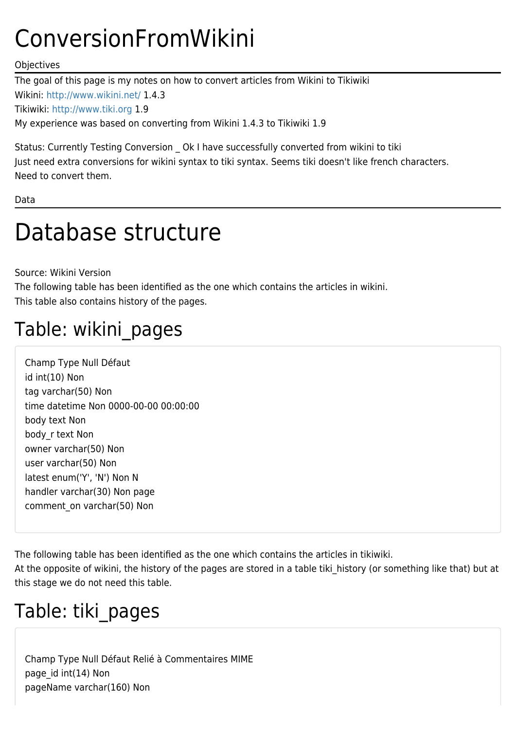# ConversionFromWikini

Objectives

The goal of this page is my notes on how to convert articles from Wikini to Tikiwiki
Wikini: http://www.wikini.net/ 1.4.3
Tikiwiki: http://www.tiki.org 1.9
My experience was based on converting from Wikini 1.4.3 to Tikiwiki 1.9

Status: Currently Testing Conversion _ Ok I have successfully converted from wikini to tiki
Just need extra conversions for wikini syntax to tiki syntax. Seems tiki doesn't like french characters.
Need to convert them.

Data

# Database structure

Source: Wikini Version
The following table has been identified as the one which contains the articles in wikini.
This table also contains history of the pages.

## Table: wikini_pages

```
Champ Type Null Défaut
id int(10) Non
tag varchar(50) Non
time datetime Non 0000-00-00 00:00:00
body text Non
body_r text Non
owner varchar(50) Non
user varchar(50) Non
latest enum('Y', 'N') Non N
handler varchar(30) Non page
comment_on varchar(50) Non
```

The following table has been identified as the one which contains the articles in tikiwiki.
At the opposite of wikini, the history of the pages are stored in a table tiki_history (or something like that) but at this stage we do not need this table.

## Table: tiki_pages

```
Champ Type Null Défaut Relié à Commentaires MIME
page_id int(14) Non
pageName varchar(160) Non
```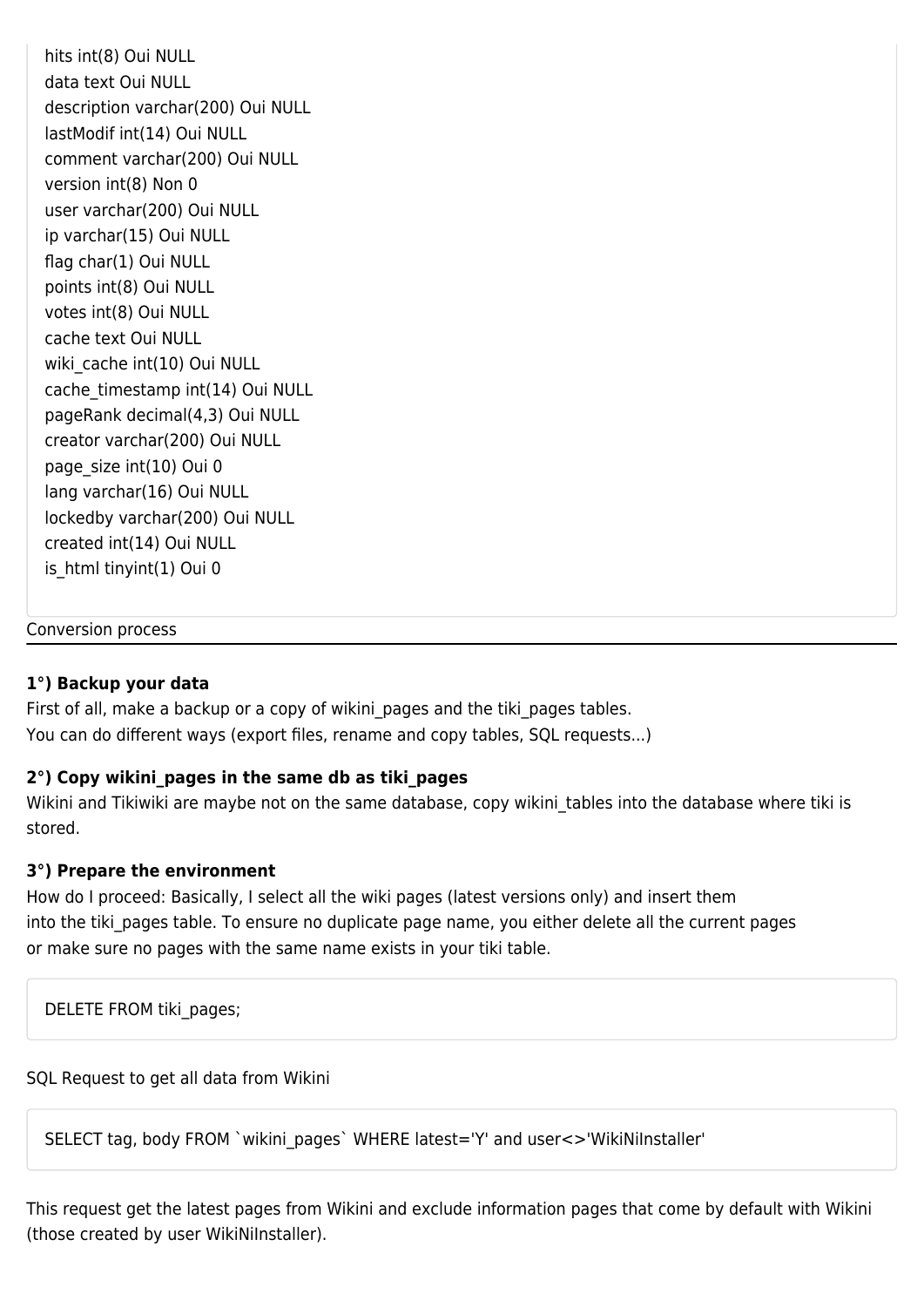```
hits int(8) Oui NULL
data text Oui NULL
description varchar(200) Oui NULL
lastModif int(14) Oui NULL
comment varchar(200) Oui NULL
version int(8) Non 0
user varchar(200) Oui NULL
ip varchar(15) Oui NULL
flag char(1) Oui NULL
points int(8) Oui NULL
votes int(8) Oui NULL
cache text Oui NULL
wiki_cache int(10) Oui NULL
cache_timestamp int(14) Oui NULL
pageRank decimal(4,3) Oui NULL
creator varchar(200) Oui NULL
page_size int(10) Oui 0
lang varchar(16) Oui NULL
lockedby varchar(200) Oui NULL
created int(14) Oui NULL
is_html tinyint(1) Oui 0
```

## Conversion process

**1°) Backup your data**

First of all, make a backup or a copy of wikini_pages and the tiki_pages tables.
You can do different ways (export files, rename and copy tables, SQL requests...)

**2°) Copy wikini_pages in the same db as tiki_pages**

Wikini and Tikiwiki are maybe not on the same database, copy wikini_tables into the database where tiki is stored.

**3°) Prepare the environment**

How do I proceed: Basically, I select all the wiki pages (latest versions only) and insert them into the tiki_pages table. To ensure no duplicate page name, you either delete all the current pages or make sure no pages with the same name exists in your tiki table.

```
DELETE FROM tiki_pages;
```

SQL Request to get all data from Wikini

```
SELECT tag, body FROM `wikini_pages` WHERE latest='Y' and user<>'WikiNiInstaller'
```

This request get the latest pages from Wikini and exclude information pages that come by default with Wikini (those created by user WikiNiInstaller).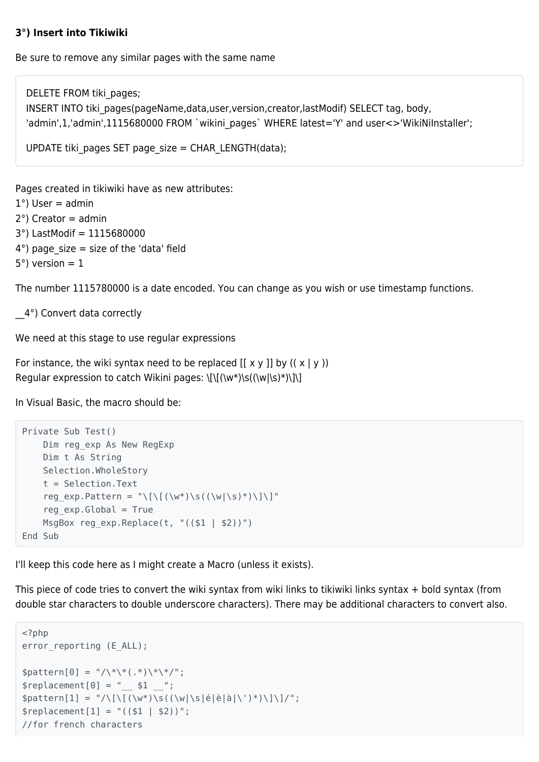**3°) Insert into Tikiwiki**

Be sure to remove any similar pages with the same name

```
DELETE FROM tiki_pages;
INSERT INTO tiki_pages(pageName,data,user,version,creator,lastModif) SELECT tag, body,
'admin',1,'admin',1115680000 FROM `wikini_pages` WHERE latest='Y' and user<>'WikiNiInstaller';

UPDATE tiki_pages SET page_size = CHAR_LENGTH(data);
```

Pages created in tikiwiki have as new attributes:
1°) User = admin
2°) Creator = admin
3°) LastModif = 1115680000
4°) page_size = size of the 'data' field
5°) version = 1

The number 1115780000 is a date encoded. You can change as you wish or use timestamp functions.

__4°) Convert data correctly

We need at this stage to use regular expressions

For instance, the wiki syntax need to be replaced [[ x y ]] by (( x | y ))
Regular expression to catch Wikini pages: \[\[(\w*)\s((\w|\s)*)\]\]

In Visual Basic, the macro should be:

```
Private Sub Test()
    Dim reg_exp As New RegExp
    Dim t As String
    Selection.WholeStory
    t = Selection.Text
    reg_exp.Pattern = "\[\[(\w*)\s((\w|\s)*)\]\]"
    reg_exp.Global = True
    MsgBox reg_exp.Replace(t, "(($1 | $2))")
End Sub
```

I'll keep this code here as I might create a Macro (unless it exists).

This piece of code tries to convert the wiki syntax from wiki links to tikiwiki links syntax + bold syntax (from double star characters to double underscore characters). There may be additional characters to convert also.

```
<?php
error_reporting (E_ALL);

$pattern[0] = "/\*\*(.*)\*\*/";
$replacement[0] = "__ $1 __";
$pattern[1] = "/\[\[(\w*)\s((\w|\s|é|è|à|\')*)\]\]/";
$replacement[1] = "(($1 | $2))";
//for french characters
```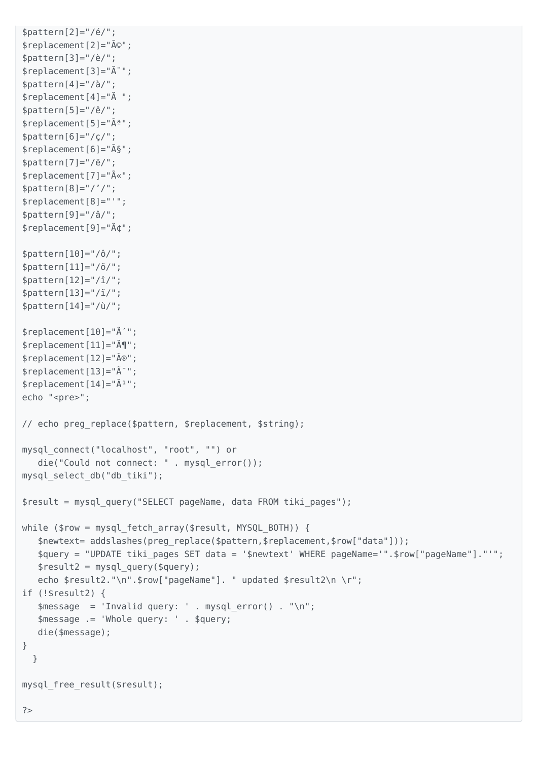```
$pattern[2]="/é/";
$replacement[2]="Ã©";
$pattern[3]="/è/";
$replacement[3]="Ã¨";
$pattern[4]="/à/";
$replacement[4]="Ã ";
$pattern[5]="/ê/";
$replacement[5]="Ãª";
$pattern[6]="/ç/";
$replacement[6]="Ã§";
$pattern[7]="/ë/";
$replacement[7]="Ã«";
$pattern[8]="/’/";
$replacement[8]="'";
$pattern[9]="/â/";
$replacement[9]="Ã¢";

$pattern[10]="/ô/";
$pattern[11]="/ö/";
$pattern[12]="/î/";
$pattern[13]="/ï/";
$pattern[14]="/ù/";

$replacement[10]="Ã´";
$replacement[11]="Ã¶";
$replacement[12]="Ã®";
$replacement[13]="Ã¯";
$replacement[14]="Ã¹";
echo "<pre>";

// echo preg_replace($pattern, $replacement, $string);

mysql_connect("localhost", "root", "") or
   die("Could not connect: " . mysql_error());
mysql_select_db("db_tiki");

$result = mysql_query("SELECT pageName, data FROM tiki_pages");

while ($row = mysql_fetch_array($result, MYSQL_BOTH)) {
   $newtext= addslashes(preg_replace($pattern,$replacement,$row["data"]));
   $query = "UPDATE tiki_pages SET data = '$newtext' WHERE pageName='".$row["pageName"]."'";
   $result2 = mysql_query($query);
   echo $result2."\n".$row["pageName"]. " updated $result2\n \r";
if (!$result2) {
   $message  = 'Invalid query: ' . mysql_error() . "\n";
   $message .= 'Whole query: ' . $query;
   die($message);
}
  }

mysql_free_result($result);

?>
```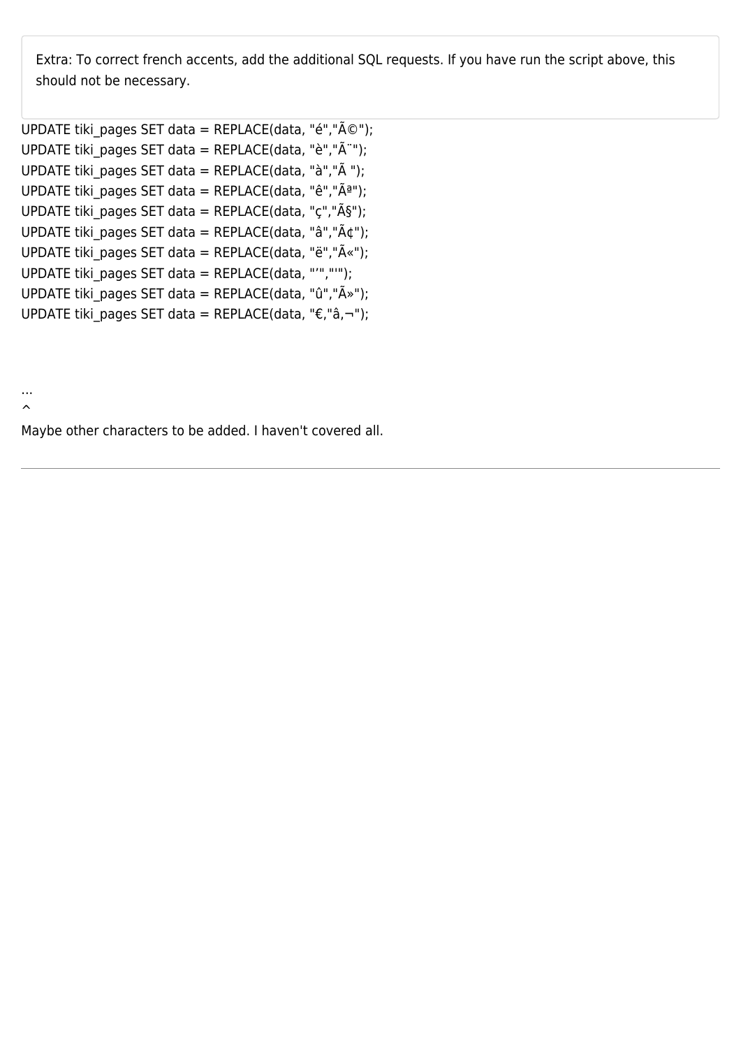> Extra: To correct french accents, add the additional SQL requests. If you have run the script above, this should not be necessary.

```
UPDATE tiki_pages SET data = REPLACE(data, "é","Ã©");
UPDATE tiki_pages SET data = REPLACE(data, "è","Ã¨");
UPDATE tiki_pages SET data = REPLACE(data, "à","Ã ");
UPDATE tiki_pages SET data = REPLACE(data, "ê","Ãª");
UPDATE tiki_pages SET data = REPLACE(data, "ç","Ã§");
UPDATE tiki_pages SET data = REPLACE(data, "â","Ã¢");
UPDATE tiki_pages SET data = REPLACE(data, "ë","Ã«");
UPDATE tiki_pages SET data = REPLACE(data, "’","'");
UPDATE tiki_pages SET data = REPLACE(data, "û","Ã»");
UPDATE tiki_pages SET data = REPLACE(data, "€,"â‚¬");
```

...
^
Maybe other characters to be added. I haven't covered all.

---